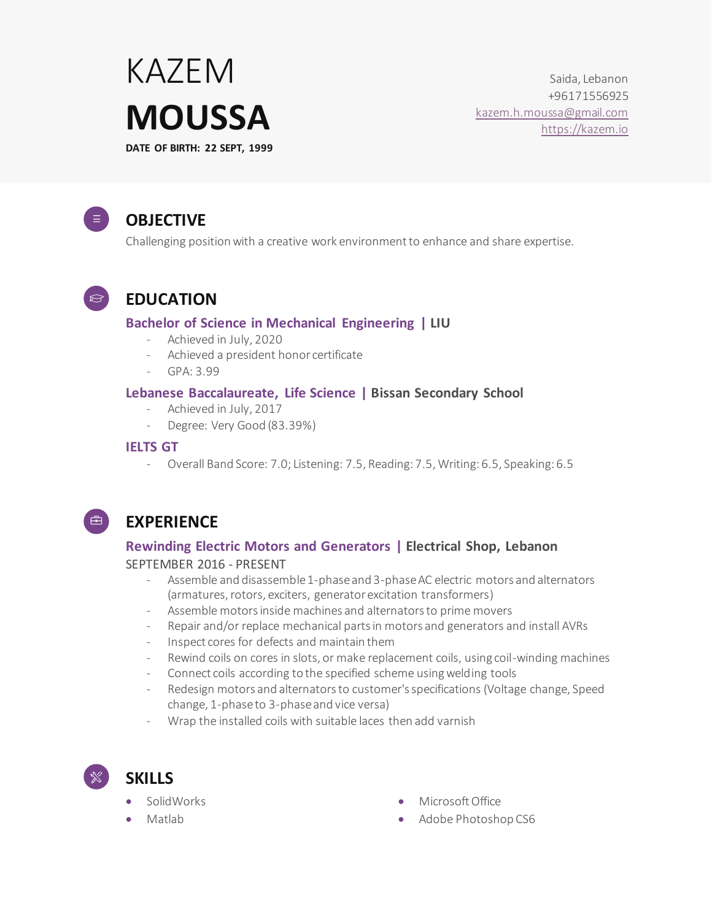# KAZEM **MOUSSA**

**DATE OF BIRTH: 22 SEPT, 1999**

Saida, Lebanon
+96171556925
kazem.h.moussa@gmail.com
https://kazem.io

## OBJECTIVE

Challenging position with a creative work environment to enhance and share expertise.

## EDUCATION

### Bachelor of Science in Mechanical Engineering | LIU

- Achieved in July, 2020
- Achieved a president honor certificate
- GPA: 3.99

### Lebanese Baccalaureate, Life Science | Bissan Secondary School

- Achieved in July, 2017
- Degree: Very Good (83.39%)

### IELTS GT

- Overall Band Score: 7.0; Listening: 7.5, Reading: 7.5, Writing: 6.5, Speaking: 6.5

## EXPERIENCE

### Rewinding Electric Motors and Generators | Electrical Shop, Lebanon

SEPTEMBER 2016 - PRESENT

- Assemble and disassemble 1-phase and 3-phase AC electric motors and alternators (armatures, rotors, exciters, generator excitation transformers)
- Assemble motors inside machines and alternators to prime movers
- Repair and/or replace mechanical parts in motors and generators and install AVRs
- Inspect cores for defects and maintain them
- Rewind coils on cores in slots, or make replacement coils, using coil-winding machines
- Connect coils according to the specified scheme using welding tools
- Redesign motors and alternators to customer's specifications (Voltage change, Speed change, 1-phase to 3-phase and vice versa)
- Wrap the installed coils with suitable laces then add varnish

## SKILLS

- SolidWorks
- Matlab
- Microsoft Office
- Adobe Photoshop CS6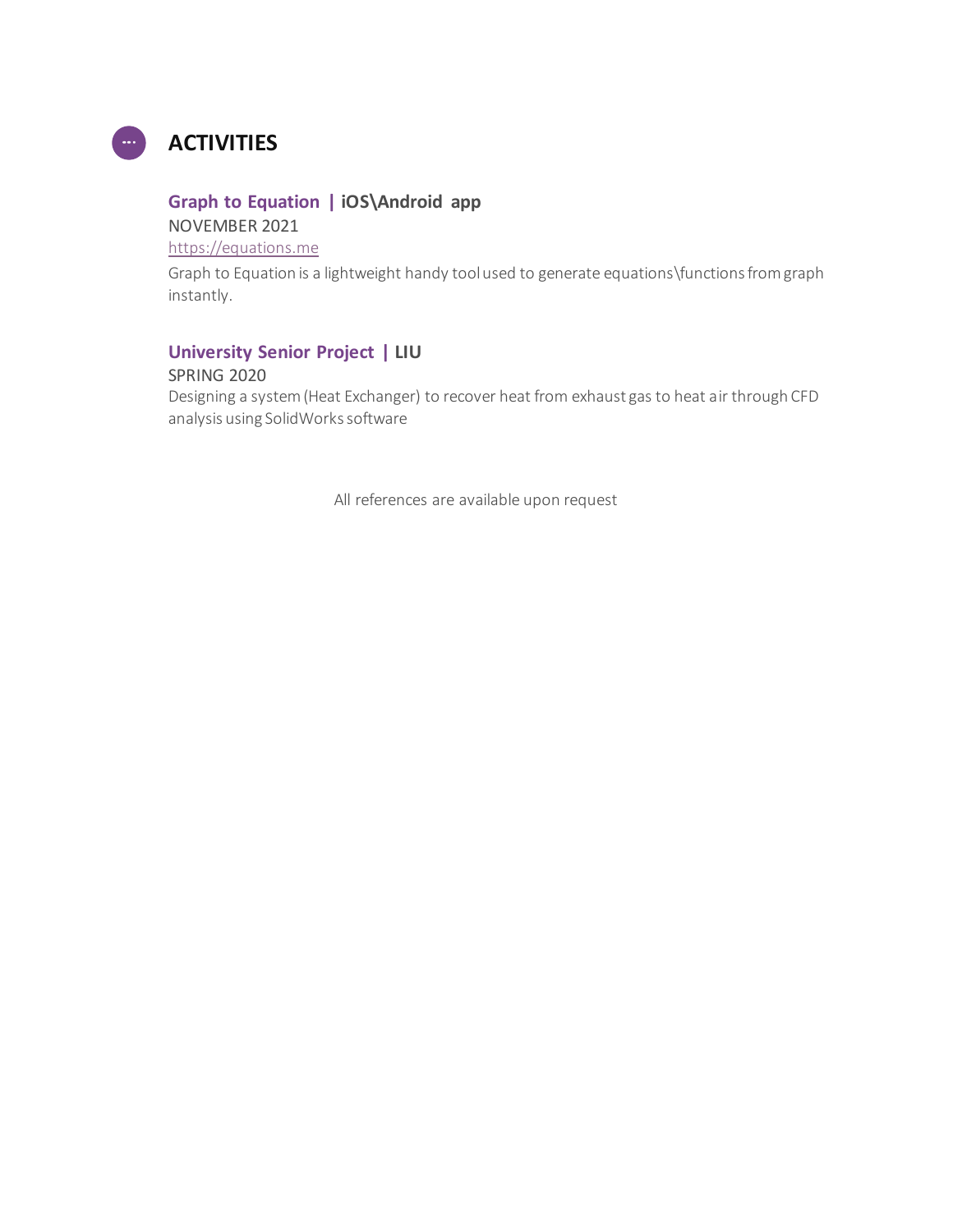## ACTIVITIES

### Graph to Equation | iOS\Android app

NOVEMBER 2021

https://equations.me

Graph to Equation is a lightweight handy tool used to generate equations\functions from graph instantly.

### University Senior Project | LIU

SPRING 2020

Designing a system (Heat Exchanger) to recover heat from exhaust gas to heat air through CFD analysis using SolidWorks software

All references are available upon request